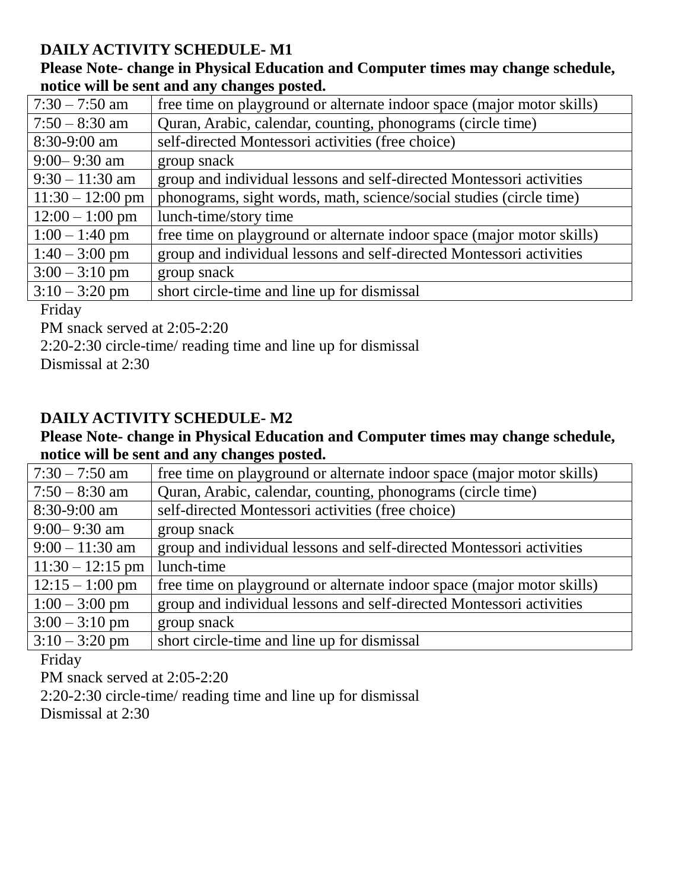**DAILY ACTIVITY SCHEDULE- M1**

**Please Note- change in Physical Education and Computer times may change schedule, notice will be sent and any changes posted.**

| | |
|---|---|
| 7:30 – 7:50 am | free time on playground or alternate indoor space (major motor skills) |
| 7:50 – 8:30 am | Quran, Arabic, calendar, counting, phonograms (circle time) |
| 8:30-9:00 am | self-directed Montessori activities (free choice) |
| 9:00– 9:30 am | group snack |
| 9:30 – 11:30 am | group and individual lessons and self-directed Montessori activities |
| 11:30 – 12:00 pm | phonograms, sight words, math, science/social studies (circle time) |
| 12:00 – 1:00 pm | lunch-time/story time |
| 1:00 – 1:40 pm | free time on playground or alternate indoor space (major motor skills) |
| 1:40 – 3:00 pm | group and individual lessons and self-directed Montessori activities |
| 3:00 – 3:10 pm | group snack |
| 3:10 – 3:20 pm | short circle-time and line up for dismissal |

Friday

PM snack served at 2:05-2:20

2:20-2:30 circle-time/ reading time and line up for dismissal

Dismissal at 2:30

**DAILY ACTIVITY SCHEDULE- M2**

**Please Note- change in Physical Education and Computer times may change schedule, notice will be sent and any changes posted.**

| | |
|---|---|
| 7:30 – 7:50 am | free time on playground or alternate indoor space (major motor skills) |
| 7:50 – 8:30 am | Quran, Arabic, calendar, counting, phonograms (circle time) |
| 8:30-9:00 am | self-directed Montessori activities (free choice) |
| 9:00– 9:30 am | group snack |
| 9:00 – 11:30 am | group and individual lessons and self-directed Montessori activities |
| 11:30 – 12:15 pm | lunch-time |
| 12:15 – 1:00 pm | free time on playground or alternate indoor space (major motor skills) |
| 1:00 – 3:00 pm | group and individual lessons and self-directed Montessori activities |
| 3:00 – 3:10 pm | group snack |
| 3:10 – 3:20 pm | short circle-time and line up for dismissal |

Friday

PM snack served at 2:05-2:20

2:20-2:30 circle-time/ reading time and line up for dismissal

Dismissal at 2:30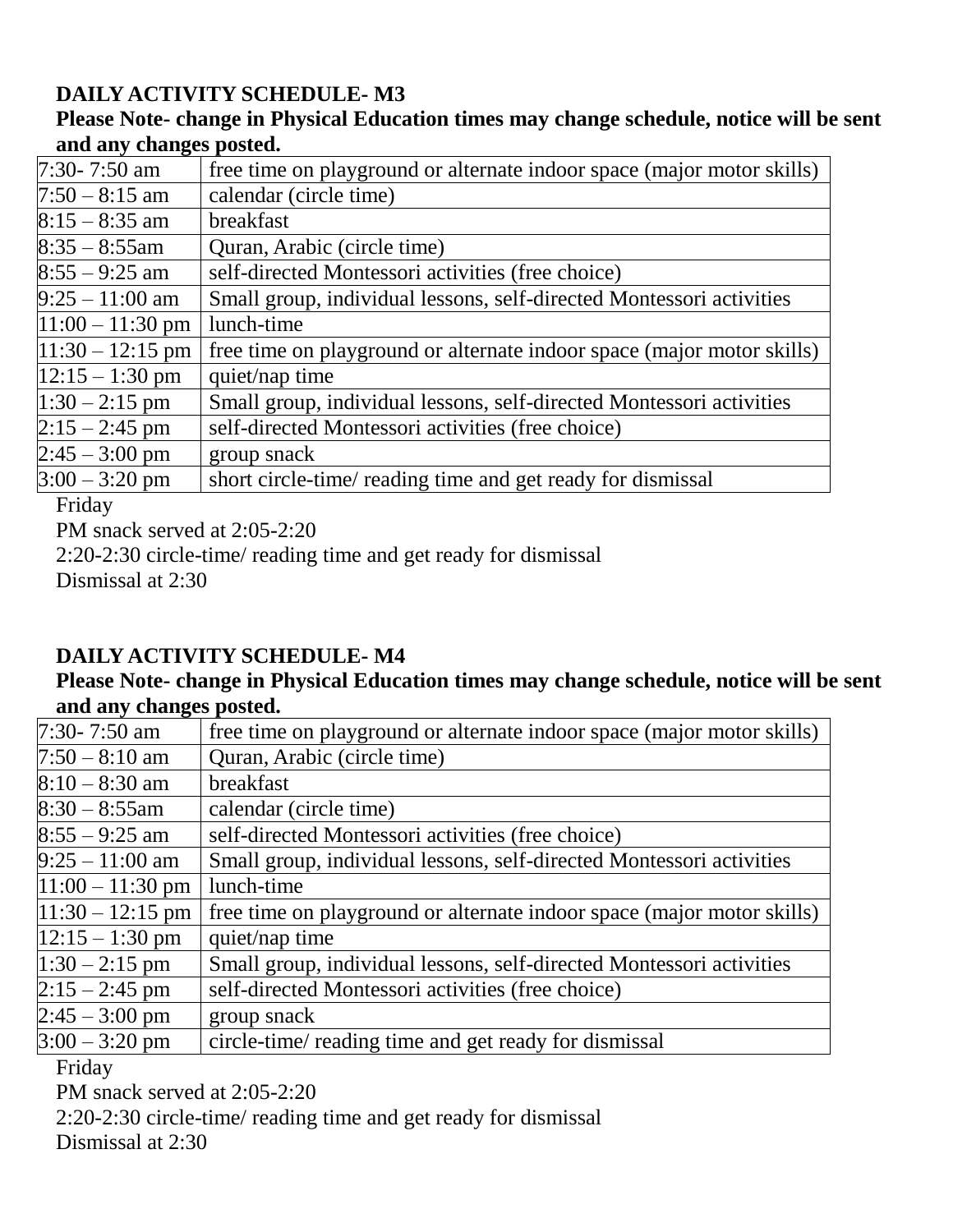**DAILY ACTIVITY SCHEDULE- M3**

**Please Note- change in Physical Education times may change schedule, notice will be sent and any changes posted.**

| | |
|---|---|
| 7:30- 7:50 am | free time on playground or alternate indoor space (major motor skills) |
| 7:50 – 8:15 am | calendar (circle time) |
| 8:15 – 8:35 am | breakfast |
| 8:35 – 8:55am | Quran, Arabic (circle time) |
| 8:55 – 9:25 am | self-directed Montessori activities (free choice) |
| 9:25 – 11:00 am | Small group, individual lessons, self-directed Montessori activities |
| 11:00 – 11:30 pm | lunch-time |
| 11:30 – 12:15 pm | free time on playground or alternate indoor space (major motor skills) |
| 12:15 – 1:30 pm | quiet/nap time |
| 1:30 – 2:15 pm | Small group, individual lessons, self-directed Montessori activities |
| 2:15 – 2:45 pm | self-directed Montessori activities (free choice) |
| 2:45 – 3:00 pm | group snack |
| 3:00 – 3:20 pm | short circle-time/ reading time and get ready for dismissal |

Friday
PM snack served at 2:05-2:20
2:20-2:30 circle-time/ reading time and get ready for dismissal
Dismissal at 2:30

**DAILY ACTIVITY SCHEDULE- M4**

**Please Note- change in Physical Education times may change schedule, notice will be sent and any changes posted.**

| | |
|---|---|
| 7:30- 7:50 am | free time on playground or alternate indoor space (major motor skills) |
| 7:50 – 8:10 am | Quran, Arabic (circle time) |
| 8:10 – 8:30 am | breakfast |
| 8:30 – 8:55am | calendar (circle time) |
| 8:55 – 9:25 am | self-directed Montessori activities (free choice) |
| 9:25 – 11:00 am | Small group, individual lessons, self-directed Montessori activities |
| 11:00 – 11:30 pm | lunch-time |
| 11:30 – 12:15 pm | free time on playground or alternate indoor space (major motor skills) |
| 12:15 – 1:30 pm | quiet/nap time |
| 1:30 – 2:15 pm | Small group, individual lessons, self-directed Montessori activities |
| 2:15 – 2:45 pm | self-directed Montessori activities (free choice) |
| 2:45 – 3:00 pm | group snack |
| 3:00 – 3:20 pm | circle-time/ reading time and get ready for dismissal |

Friday
PM snack served at 2:05-2:20
2:20-2:30 circle-time/ reading time and get ready for dismissal
Dismissal at 2:30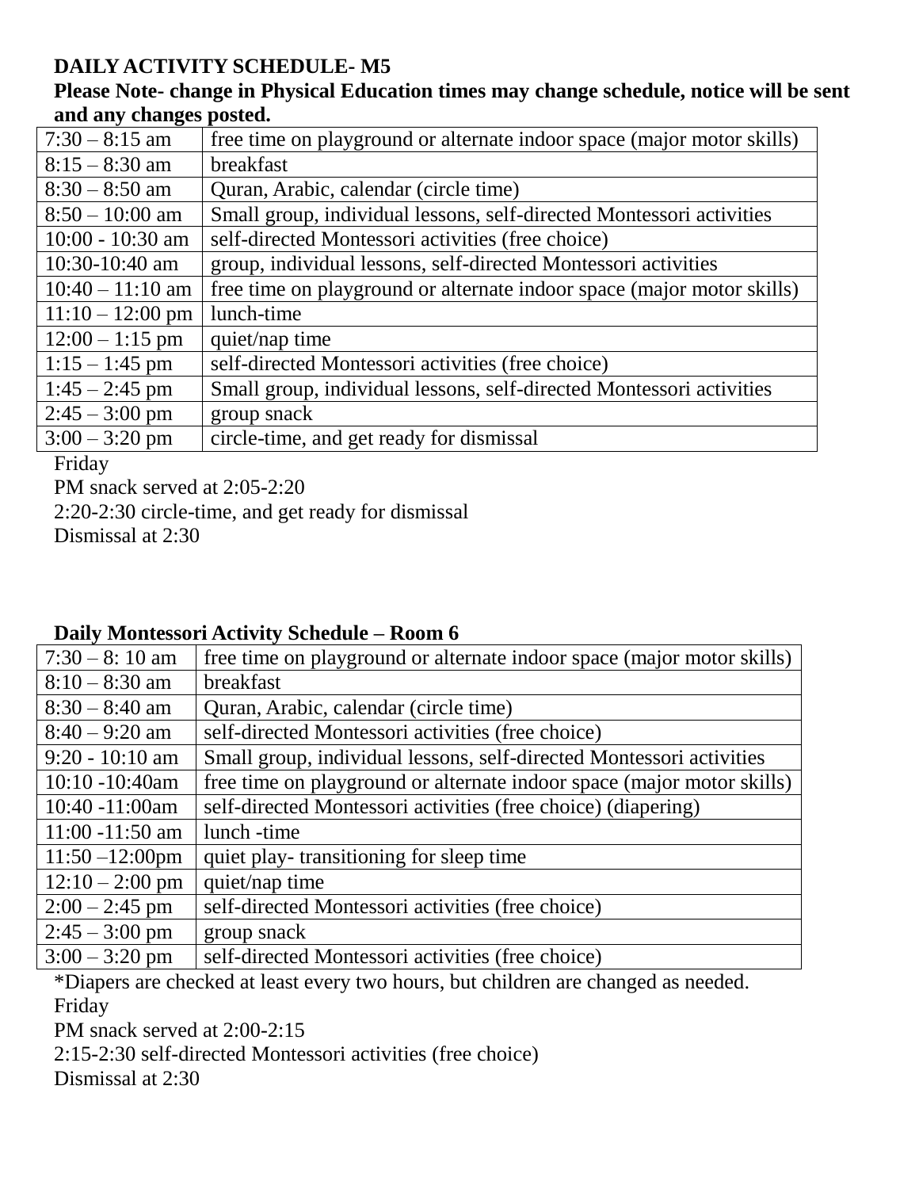**DAILY ACTIVITY SCHEDULE- M5**

**Please Note- change in Physical Education times may change schedule, notice will be sent and any changes posted.**

| | |
|---|---|
| 7:30 – 8:15 am | free time on playground or alternate indoor space (major motor skills) |
| 8:15 – 8:30 am | breakfast |
| 8:30 – 8:50 am | Quran, Arabic, calendar (circle time) |
| 8:50 – 10:00 am | Small group, individual lessons, self-directed Montessori activities |
| 10:00 - 10:30 am | self-directed Montessori activities (free choice) |
| 10:30-10:40 am | group, individual lessons, self-directed Montessori activities |
| 10:40 – 11:10 am | free time on playground or alternate indoor space (major motor skills) |
| 11:10 – 12:00 pm | lunch-time |
| 12:00 – 1:15 pm | quiet/nap time |
| 1:15 – 1:45 pm | self-directed Montessori activities (free choice) |
| 1:45 – 2:45 pm | Small group, individual lessons, self-directed Montessori activities |
| 2:45 – 3:00 pm | group snack |
| 3:00 – 3:20 pm | circle-time, and get ready for dismissal |

Friday

PM snack served at 2:05-2:20

2:20-2:30 circle-time, and get ready for dismissal

Dismissal at 2:30

**Daily Montessori Activity Schedule – Room 6**

| | |
|---|---|
| 7:30 – 8: 10 am | free time on playground or alternate indoor space (major motor skills) |
| 8:10 – 8:30 am | breakfast |
| 8:30 – 8:40 am | Quran, Arabic, calendar (circle time) |
| 8:40 – 9:20 am | self-directed Montessori activities (free choice) |
| 9:20 - 10:10 am | Small group, individual lessons, self-directed Montessori activities |
| 10:10 -10:40am | free time on playground or alternate indoor space (major motor skills) |
| 10:40 -11:00am | self-directed Montessori activities (free choice) (diapering) |
| 11:00 -11:50 am | lunch -time |
| 11:50 –12:00pm | quiet play- transitioning for sleep time |
| 12:10 – 2:00 pm | quiet/nap time |
| 2:00 – 2:45 pm | self-directed Montessori activities (free choice) |
| 2:45 – 3:00 pm | group snack |
| 3:00 – 3:20 pm | self-directed Montessori activities (free choice) |

*Diapers are checked at least every two hours, but children are changed as needed.

Friday

PM snack served at 2:00-2:15

2:15-2:30 self-directed Montessori activities (free choice)

Dismissal at 2:30